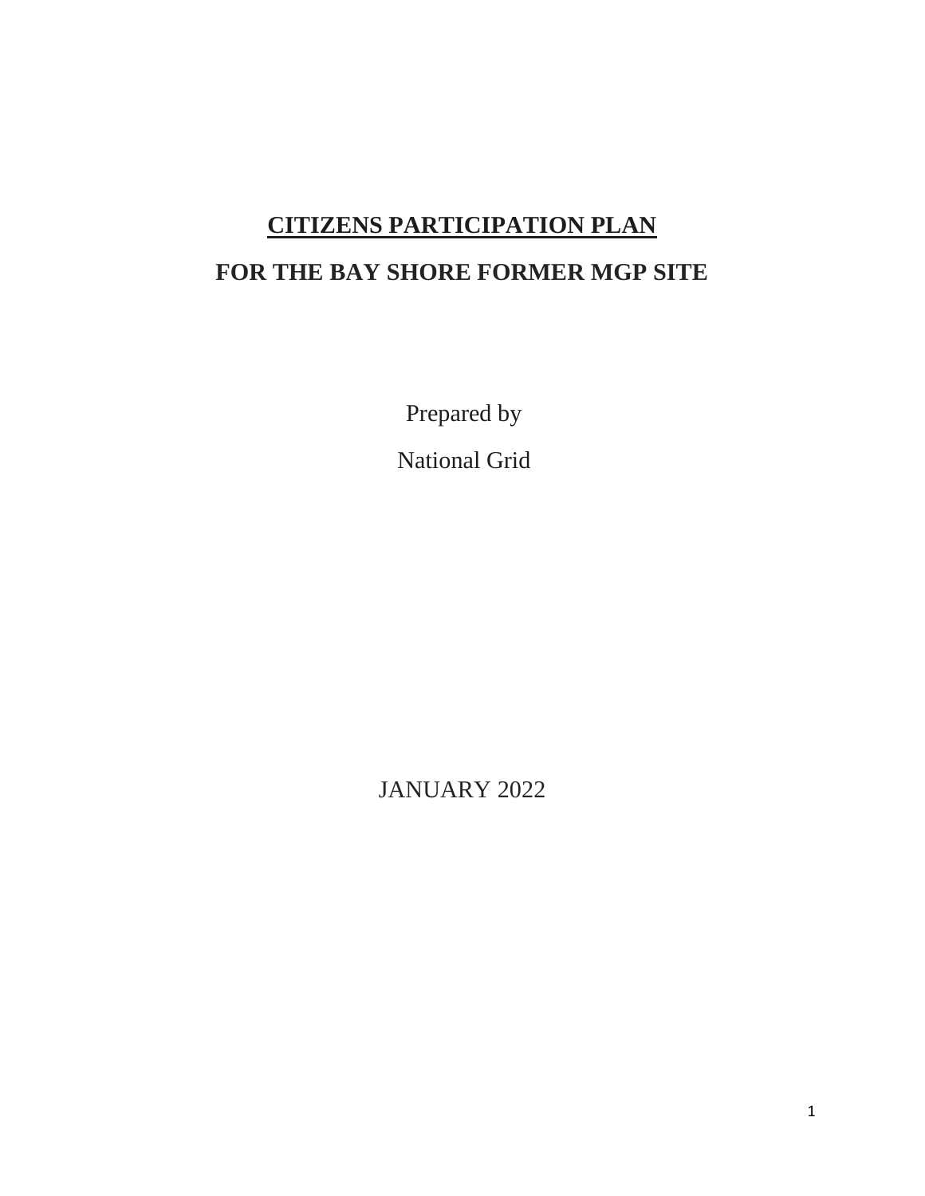# CITIZENS PARTICIPATION PLAN

## FOR THE BAY SHORE FORMER MGP SITE

Prepared by

National Grid

JANUARY 2022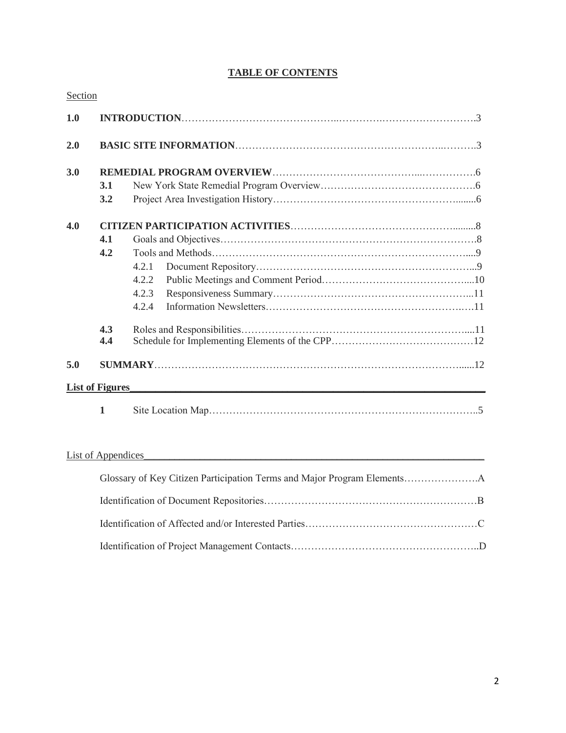# TABLE OF CONTENTS

Section

| | | | |
|---|---|---|---|
| **1.0** | **INTRODUCTION** | | 3 |
| **2.0** | **BASIC SITE INFORMATION** | | 3 |
| **3.0** | **REMEDIAL PROGRAM OVERVIEW** | | 6 |
| | **3.1** | New York State Remedial Program Overview | 6 |
| | **3.2** | Project Area Investigation History | 6 |
| **4.0** | **CITIZEN PARTICIPATION ACTIVITIES** | | 8 |
| | **4.1** | Goals and Objectives | 8 |
| | **4.2** | Tools and Methods | 9 |
| | | 4.2.1 Document Repository | 9 |
| | | 4.2.2 Public Meetings and Comment Period | 10 |
| | | 4.2.3 Responsiveness Summary | 11 |
| | | 4.2.4 Information Newsletters | 11 |
| | **4.3** | Roles and Responsibilities | 11 |
| | **4.4** | Schedule for Implementing Elements of the CPP | 12 |
| **5.0** | **SUMMARY** | | 12 |

**List of Figures**

| | | |
|---|---|---|
| **1** | Site Location Map | 5 |

List of Appendices

| | |
|---|---|
| Glossary of Key Citizen Participation Terms and Major Program Elements | A |
| Identification of Document Repositories | B |
| Identification of Affected and/or Interested Parties | C |
| Identification of Project Management Contacts | D |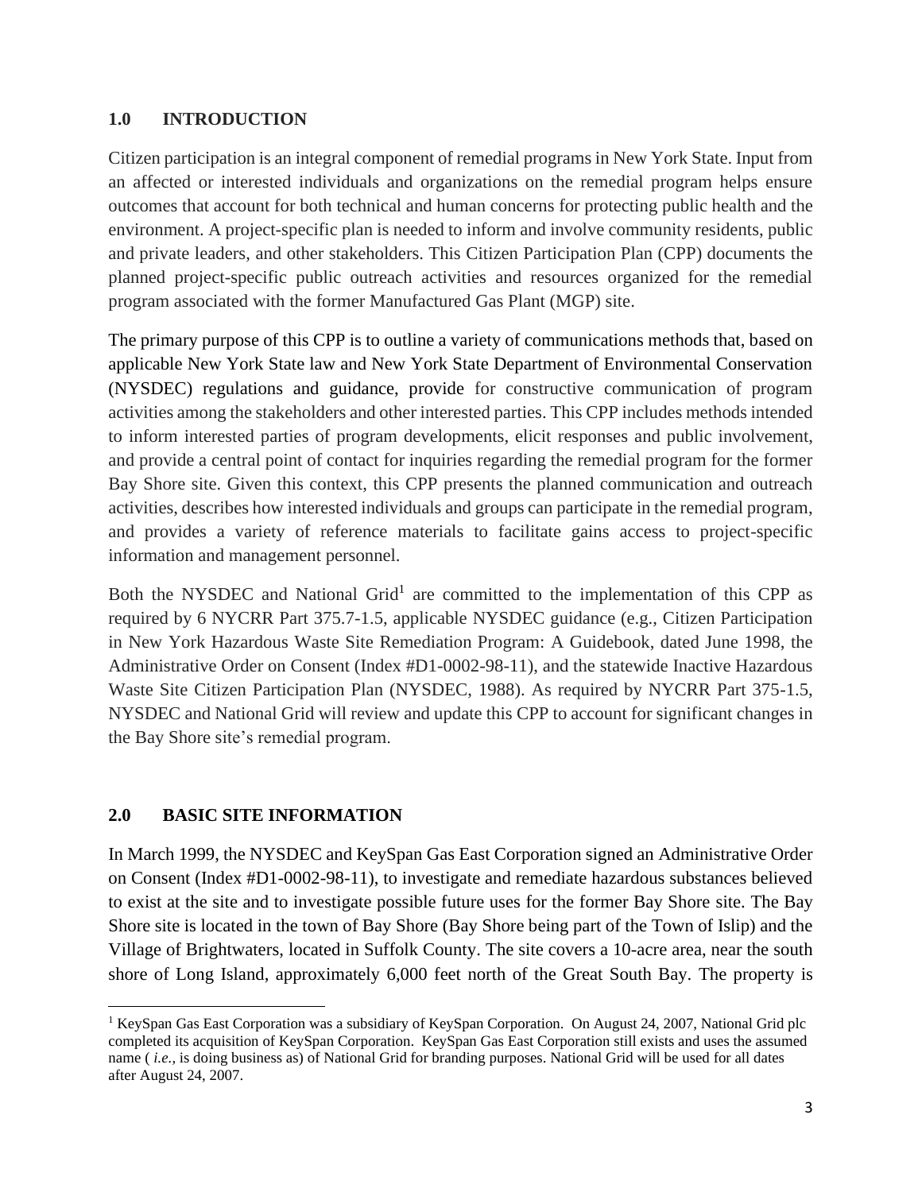## 1.0 INTRODUCTION

Citizen participation is an integral component of remedial programs in New York State. Input from an affected or interested individuals and organizations on the remedial program helps ensure outcomes that account for both technical and human concerns for protecting public health and the environment. A project-specific plan is needed to inform and involve community residents, public and private leaders, and other stakeholders. This Citizen Participation Plan (CPP) documents the planned project-specific public outreach activities and resources organized for the remedial program associated with the former Manufactured Gas Plant (MGP) site.

The primary purpose of this CPP is to outline a variety of communications methods that, based on applicable New York State law and New York State Department of Environmental Conservation (NYSDEC) regulations and guidance, provide for constructive communication of program activities among the stakeholders and other interested parties. This CPP includes methods intended to inform interested parties of program developments, elicit responses and public involvement, and provide a central point of contact for inquiries regarding the remedial program for the former Bay Shore site. Given this context, this CPP presents the planned communication and outreach activities, describes how interested individuals and groups can participate in the remedial program, and provides a variety of reference materials to facilitate gains access to project-specific information and management personnel.

Both the NYSDEC and National Grid[1] are committed to the implementation of this CPP as required by 6 NYCRR Part 375.7-1.5, applicable NYSDEC guidance (e.g., Citizen Participation in New York Hazardous Waste Site Remediation Program: A Guidebook, dated June 1998, the Administrative Order on Consent (Index #D1-0002-98-11), and the statewide Inactive Hazardous Waste Site Citizen Participation Plan (NYSDEC, 1988). As required by NYCRR Part 375-1.5, NYSDEC and National Grid will review and update this CPP to account for significant changes in the Bay Shore site's remedial program.

## 2.0 BASIC SITE INFORMATION

In March 1999, the NYSDEC and KeySpan Gas East Corporation signed an Administrative Order on Consent (Index #D1-0002-98-11), to investigate and remediate hazardous substances believed to exist at the site and to investigate possible future uses for the former Bay Shore site. The Bay Shore site is located in the town of Bay Shore (Bay Shore being part of the Town of Islip) and the Village of Brightwaters, located in Suffolk County. The site covers a 10-acre area, near the south shore of Long Island, approximately 6,000 feet north of the Great South Bay. The property is

[1] KeySpan Gas East Corporation was a subsidiary of KeySpan Corporation. On August 24, 2007, National Grid plc completed its acquisition of KeySpan Corporation. KeySpan Gas East Corporation still exists and uses the assumed name ( *i.e.,* is doing business as) of National Grid for branding purposes. National Grid will be used for all dates after August 24, 2007.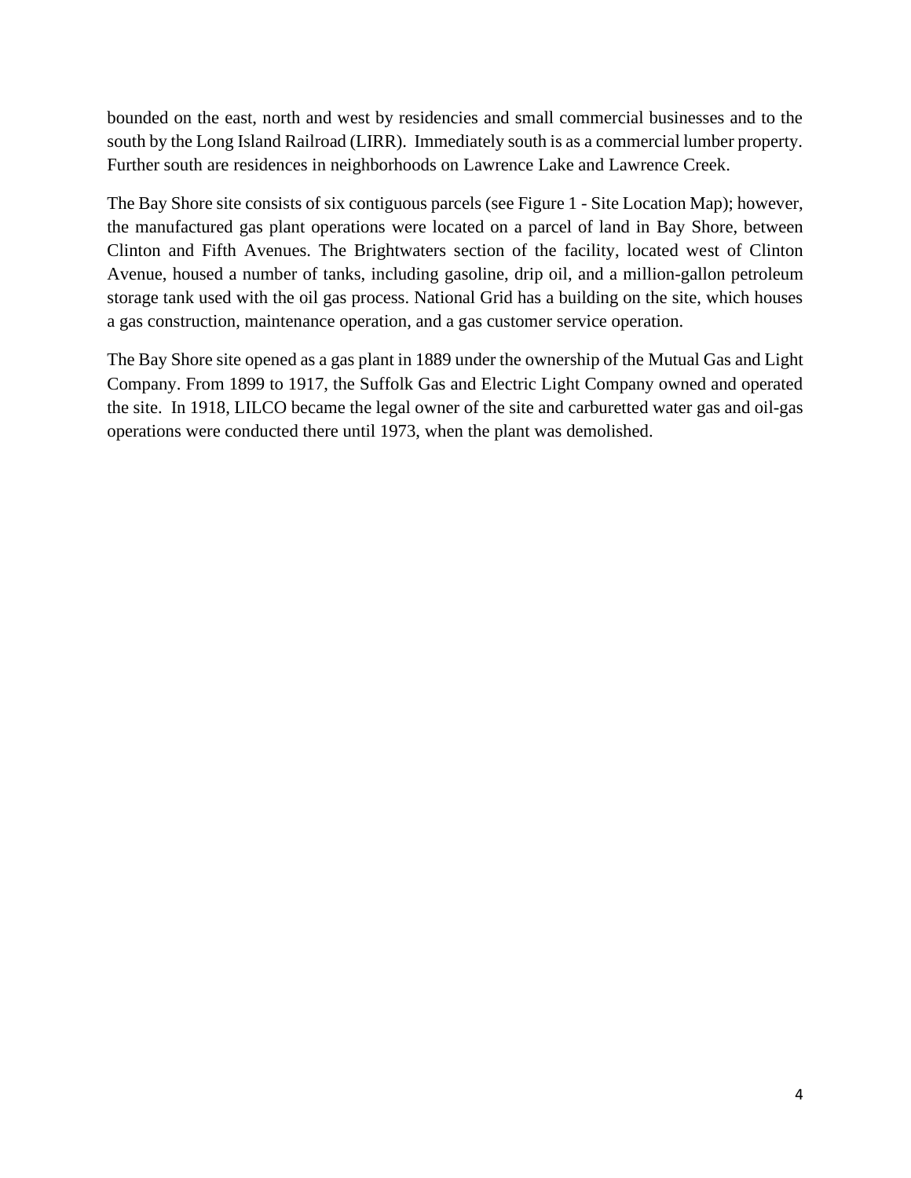bounded on the east, north and west by residencies and small commercial businesses and to the south by the Long Island Railroad (LIRR). Immediately south is as a commercial lumber property. Further south are residences in neighborhoods on Lawrence Lake and Lawrence Creek.

The Bay Shore site consists of six contiguous parcels (see Figure 1 - Site Location Map); however, the manufactured gas plant operations were located on a parcel of land in Bay Shore, between Clinton and Fifth Avenues. The Brightwaters section of the facility, located west of Clinton Avenue, housed a number of tanks, including gasoline, drip oil, and a million-gallon petroleum storage tank used with the oil gas process. National Grid has a building on the site, which houses a gas construction, maintenance operation, and a gas customer service operation.

The Bay Shore site opened as a gas plant in 1889 under the ownership of the Mutual Gas and Light Company. From 1899 to 1917, the Suffolk Gas and Electric Light Company owned and operated the site. In 1918, LILCO became the legal owner of the site and carburetted water gas and oil-gas operations were conducted there until 1973, when the plant was demolished.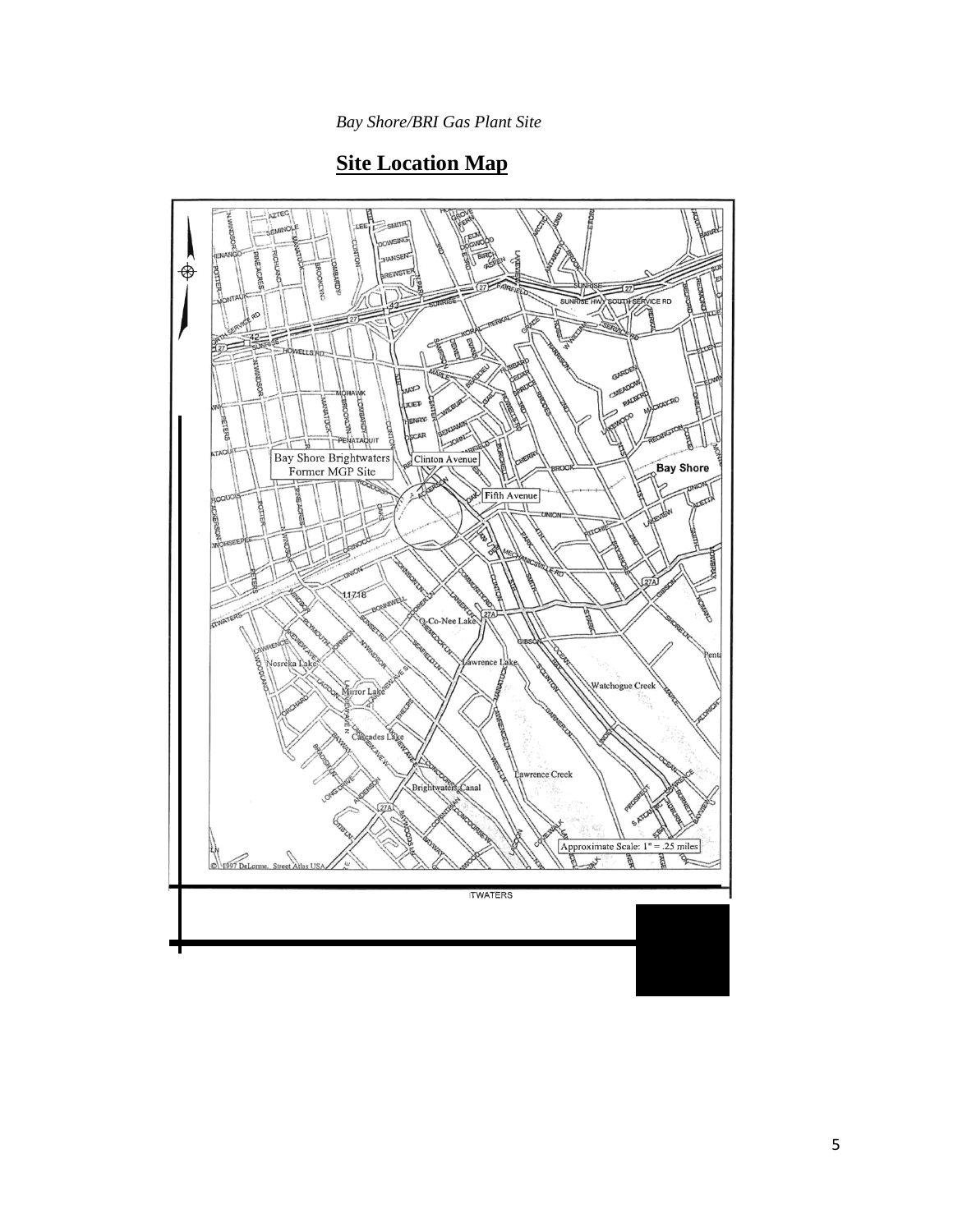*Bay Shore/BRI Gas Plant Site*

## **Site Location Map**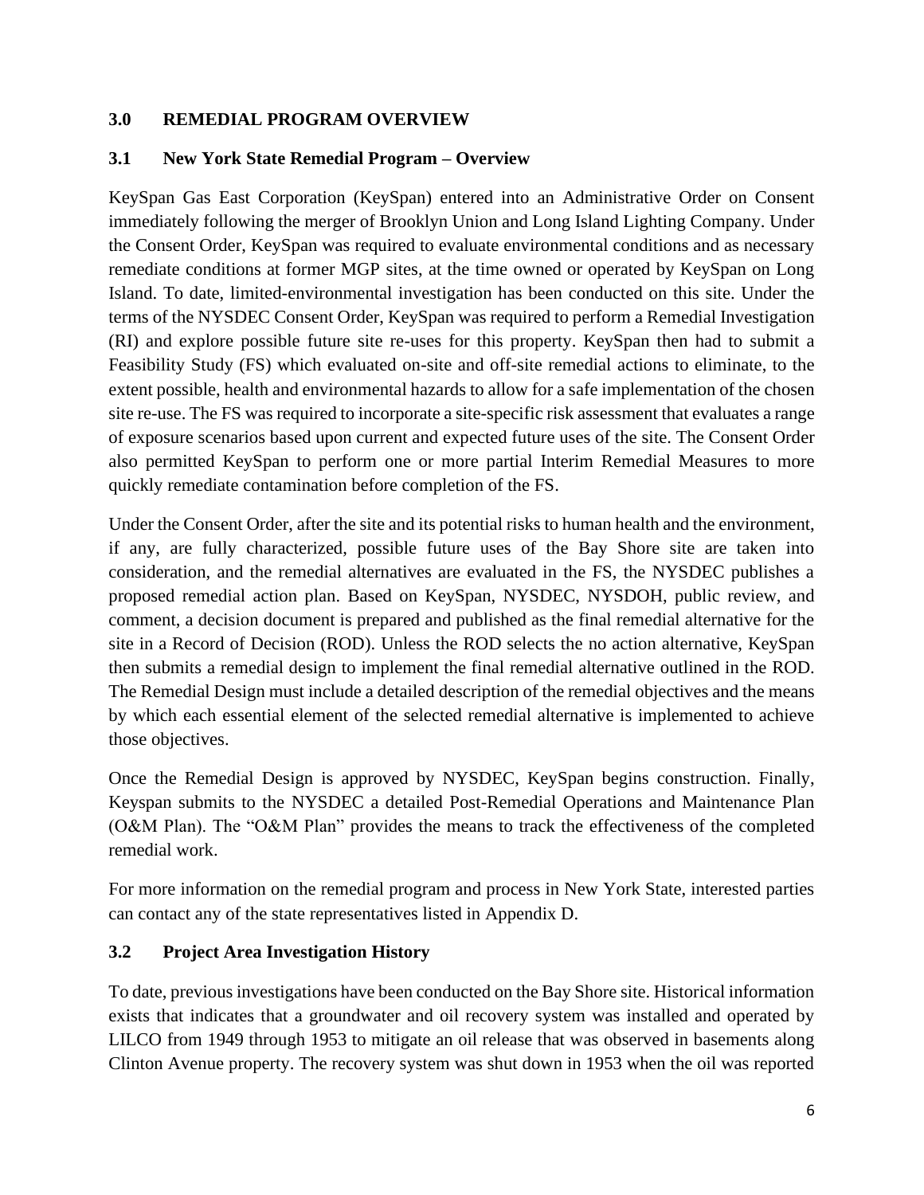## 3.0 REMEDIAL PROGRAM OVERVIEW

### 3.1 New York State Remedial Program – Overview

KeySpan Gas East Corporation (KeySpan) entered into an Administrative Order on Consent immediately following the merger of Brooklyn Union and Long Island Lighting Company. Under the Consent Order, KeySpan was required to evaluate environmental conditions and as necessary remediate conditions at former MGP sites, at the time owned or operated by KeySpan on Long Island. To date, limited-environmental investigation has been conducted on this site. Under the terms of the NYSDEC Consent Order, KeySpan was required to perform a Remedial Investigation (RI) and explore possible future site re-uses for this property. KeySpan then had to submit a Feasibility Study (FS) which evaluated on-site and off-site remedial actions to eliminate, to the extent possible, health and environmental hazards to allow for a safe implementation of the chosen site re-use. The FS was required to incorporate a site-specific risk assessment that evaluates a range of exposure scenarios based upon current and expected future uses of the site. The Consent Order also permitted KeySpan to perform one or more partial Interim Remedial Measures to more quickly remediate contamination before completion of the FS.

Under the Consent Order, after the site and its potential risks to human health and the environment, if any, are fully characterized, possible future uses of the Bay Shore site are taken into consideration, and the remedial alternatives are evaluated in the FS, the NYSDEC publishes a proposed remedial action plan. Based on KeySpan, NYSDEC, NYSDOH, public review, and comment, a decision document is prepared and published as the final remedial alternative for the site in a Record of Decision (ROD). Unless the ROD selects the no action alternative, KeySpan then submits a remedial design to implement the final remedial alternative outlined in the ROD. The Remedial Design must include a detailed description of the remedial objectives and the means by which each essential element of the selected remedial alternative is implemented to achieve those objectives.

Once the Remedial Design is approved by NYSDEC, KeySpan begins construction. Finally, Keyspan submits to the NYSDEC a detailed Post-Remedial Operations and Maintenance Plan (O&M Plan). The "O&M Plan" provides the means to track the effectiveness of the completed remedial work.

For more information on the remedial program and process in New York State, interested parties can contact any of the state representatives listed in Appendix D.

### 3.2 Project Area Investigation History

To date, previous investigations have been conducted on the Bay Shore site. Historical information exists that indicates that a groundwater and oil recovery system was installed and operated by LILCO from 1949 through 1953 to mitigate an oil release that was observed in basements along Clinton Avenue property. The recovery system was shut down in 1953 when the oil was reported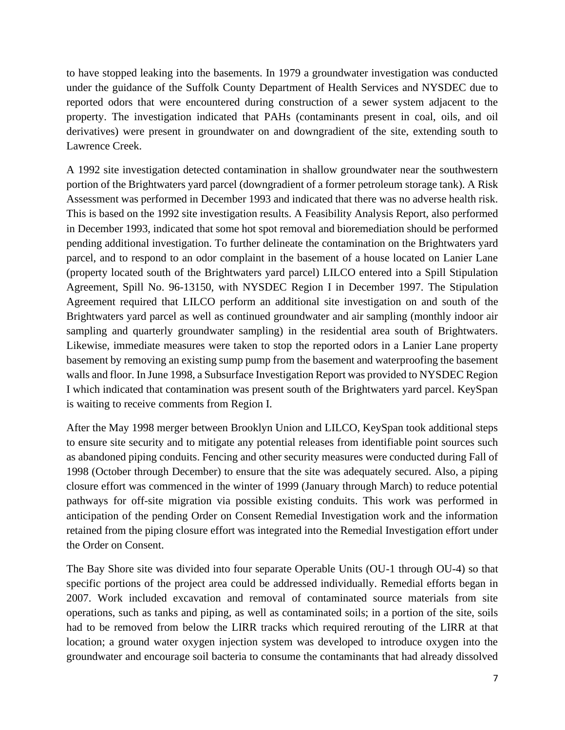to have stopped leaking into the basements. In 1979 a groundwater investigation was conducted under the guidance of the Suffolk County Department of Health Services and NYSDEC due to reported odors that were encountered during construction of a sewer system adjacent to the property. The investigation indicated that PAHs (contaminants present in coal, oils, and oil derivatives) were present in groundwater on and downgradient of the site, extending south to Lawrence Creek.

A 1992 site investigation detected contamination in shallow groundwater near the southwestern portion of the Brightwaters yard parcel (downgradient of a former petroleum storage tank). A Risk Assessment was performed in December 1993 and indicated that there was no adverse health risk. This is based on the 1992 site investigation results. A Feasibility Analysis Report, also performed in December 1993, indicated that some hot spot removal and bioremediation should be performed pending additional investigation. To further delineate the contamination on the Brightwaters yard parcel, and to respond to an odor complaint in the basement of a house located on Lanier Lane (property located south of the Brightwaters yard parcel) LILCO entered into a Spill Stipulation Agreement, Spill No. 96-13150, with NYSDEC Region I in December 1997. The Stipulation Agreement required that LILCO perform an additional site investigation on and south of the Brightwaters yard parcel as well as continued groundwater and air sampling (monthly indoor air sampling and quarterly groundwater sampling) in the residential area south of Brightwaters. Likewise, immediate measures were taken to stop the reported odors in a Lanier Lane property basement by removing an existing sump pump from the basement and waterproofing the basement walls and floor. In June 1998, a Subsurface Investigation Report was provided to NYSDEC Region I which indicated that contamination was present south of the Brightwaters yard parcel. KeySpan is waiting to receive comments from Region I.

After the May 1998 merger between Brooklyn Union and LILCO, KeySpan took additional steps to ensure site security and to mitigate any potential releases from identifiable point sources such as abandoned piping conduits. Fencing and other security measures were conducted during Fall of 1998 (October through December) to ensure that the site was adequately secured. Also, a piping closure effort was commenced in the winter of 1999 (January through March) to reduce potential pathways for off-site migration via possible existing conduits. This work was performed in anticipation of the pending Order on Consent Remedial Investigation work and the information retained from the piping closure effort was integrated into the Remedial Investigation effort under the Order on Consent.

The Bay Shore site was divided into four separate Operable Units (OU-1 through OU-4) so that specific portions of the project area could be addressed individually. Remedial efforts began in 2007. Work included excavation and removal of contaminated source materials from site operations, such as tanks and piping, as well as contaminated soils; in a portion of the site, soils had to be removed from below the LIRR tracks which required rerouting of the LIRR at that location; a ground water oxygen injection system was developed to introduce oxygen into the groundwater and encourage soil bacteria to consume the contaminants that had already dissolved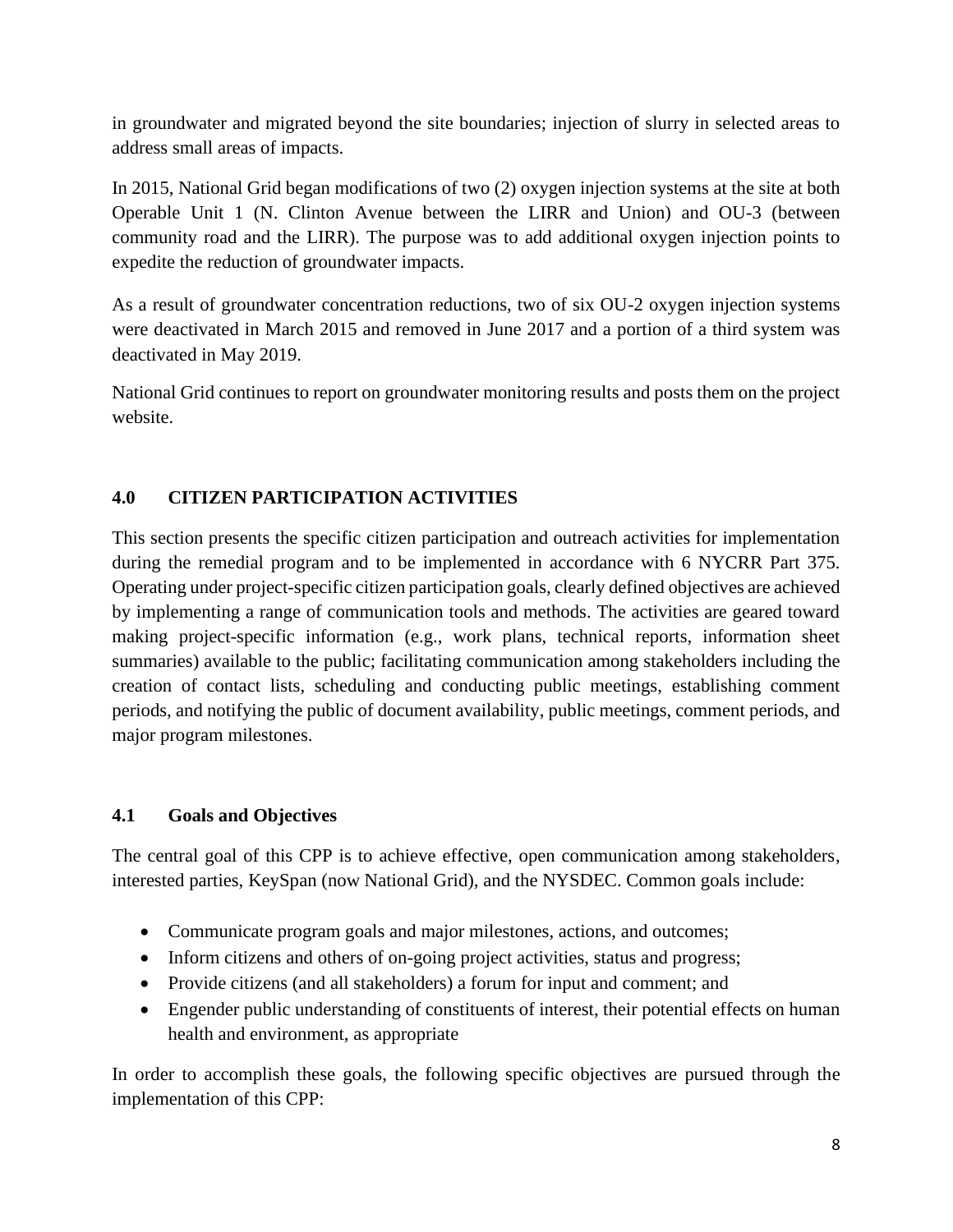in groundwater and migrated beyond the site boundaries; injection of slurry in selected areas to address small areas of impacts.

In 2015, National Grid began modifications of two (2) oxygen injection systems at the site at both Operable Unit 1 (N. Clinton Avenue between the LIRR and Union) and OU-3 (between community road and the LIRR). The purpose was to add additional oxygen injection points to expedite the reduction of groundwater impacts.

As a result of groundwater concentration reductions, two of six OU-2 oxygen injection systems were deactivated in March 2015 and removed in June 2017 and a portion of a third system was deactivated in May 2019.

National Grid continues to report on groundwater monitoring results and posts them on the project website.

## 4.0 CITIZEN PARTICIPATION ACTIVITIES

This section presents the specific citizen participation and outreach activities for implementation during the remedial program and to be implemented in accordance with 6 NYCRR Part 375. Operating under project-specific citizen participation goals, clearly defined objectives are achieved by implementing a range of communication tools and methods. The activities are geared toward making project-specific information (e.g., work plans, technical reports, information sheet summaries) available to the public; facilitating communication among stakeholders including the creation of contact lists, scheduling and conducting public meetings, establishing comment periods, and notifying the public of document availability, public meetings, comment periods, and major program milestones.

### 4.1 Goals and Objectives

The central goal of this CPP is to achieve effective, open communication among stakeholders, interested parties, KeySpan (now National Grid), and the NYSDEC. Common goals include:

- Communicate program goals and major milestones, actions, and outcomes;
- Inform citizens and others of on-going project activities, status and progress;
- Provide citizens (and all stakeholders) a forum for input and comment; and
- Engender public understanding of constituents of interest, their potential effects on human health and environment, as appropriate

In order to accomplish these goals, the following specific objectives are pursued through the implementation of this CPP: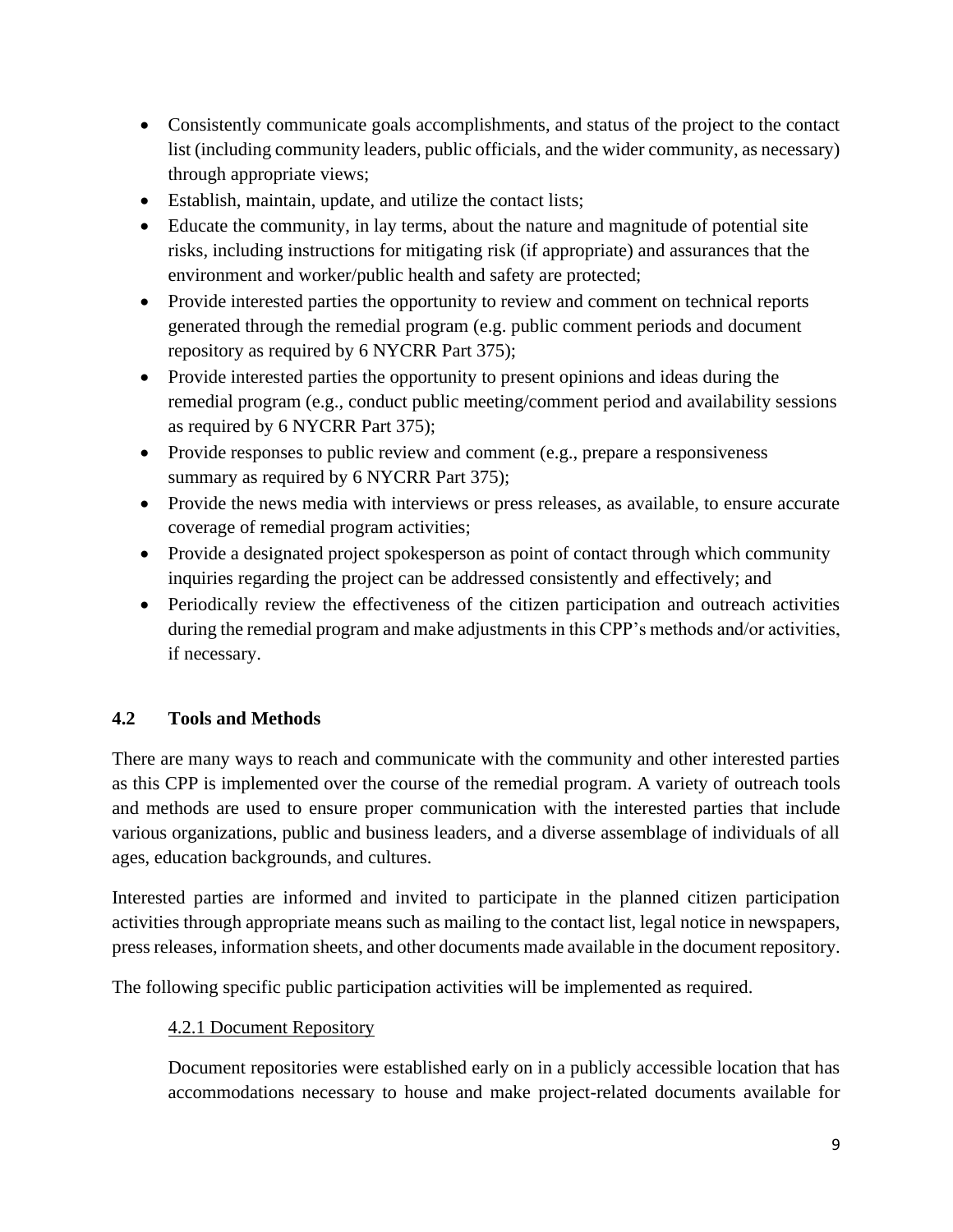- Consistently communicate goals accomplishments, and status of the project to the contact list (including community leaders, public officials, and the wider community, as necessary) through appropriate views;
- Establish, maintain, update, and utilize the contact lists;
- Educate the community, in lay terms, about the nature and magnitude of potential site risks, including instructions for mitigating risk (if appropriate) and assurances that the environment and worker/public health and safety are protected;
- Provide interested parties the opportunity to review and comment on technical reports generated through the remedial program (e.g. public comment periods and document repository as required by 6 NYCRR Part 375);
- Provide interested parties the opportunity to present opinions and ideas during the remedial program (e.g., conduct public meeting/comment period and availability sessions as required by 6 NYCRR Part 375);
- Provide responses to public review and comment (e.g., prepare a responsiveness summary as required by 6 NYCRR Part 375);
- Provide the news media with interviews or press releases, as available, to ensure accurate coverage of remedial program activities;
- Provide a designated project spokesperson as point of contact through which community inquiries regarding the project can be addressed consistently and effectively; and
- Periodically review the effectiveness of the citizen participation and outreach activities during the remedial program and make adjustments in this CPP's methods and/or activities, if necessary.

## 4.2 Tools and Methods

There are many ways to reach and communicate with the community and other interested parties as this CPP is implemented over the course of the remedial program. A variety of outreach tools and methods are used to ensure proper communication with the interested parties that include various organizations, public and business leaders, and a diverse assemblage of individuals of all ages, education backgrounds, and cultures.

Interested parties are informed and invited to participate in the planned citizen participation activities through appropriate means such as mailing to the contact list, legal notice in newspapers, press releases, information sheets, and other documents made available in the document repository.

The following specific public participation activities will be implemented as required.

### 4.2.1 Document Repository

Document repositories were established early on in a publicly accessible location that has accommodations necessary to house and make project-related documents available for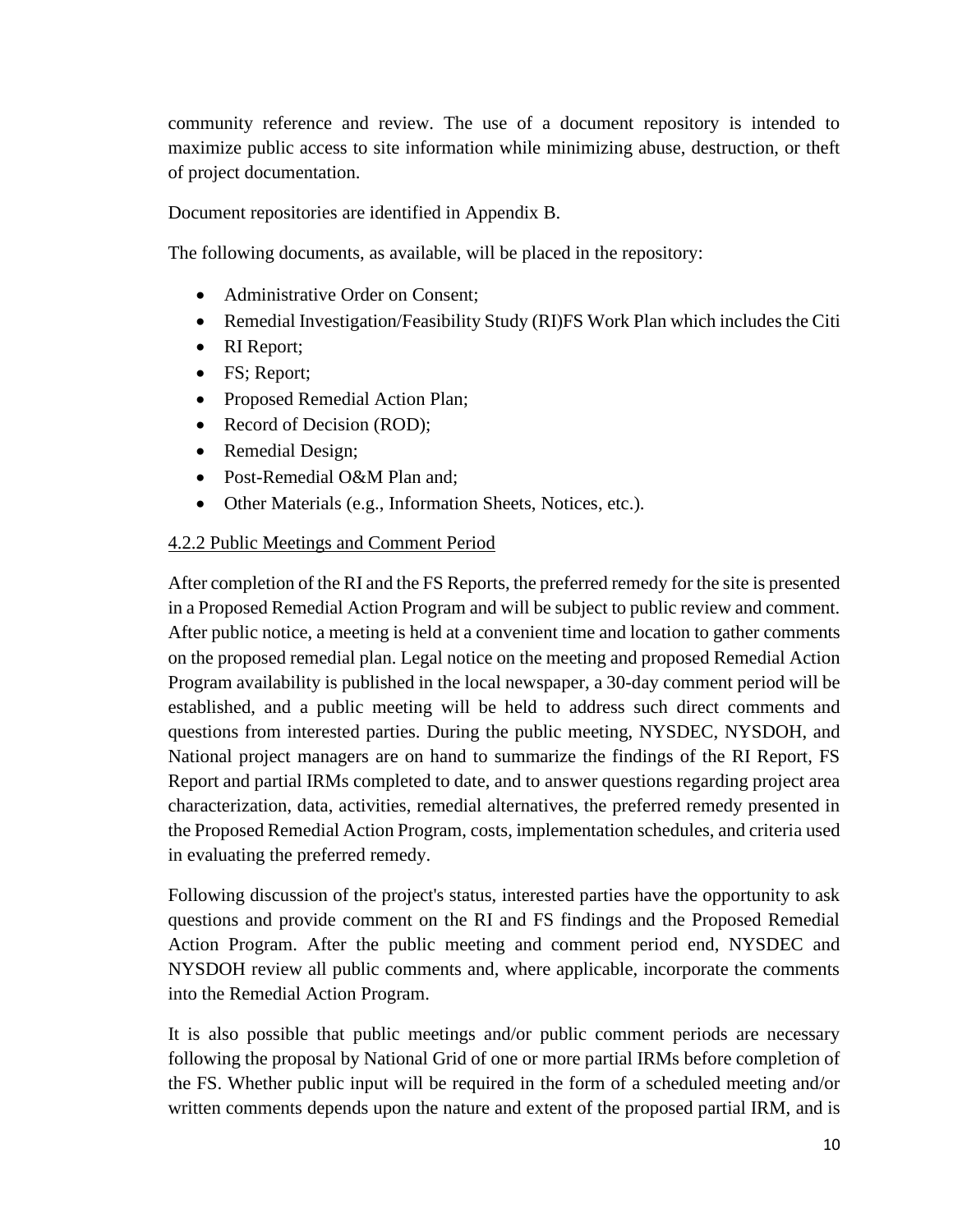community reference and review. The use of a document repository is intended to maximize public access to site information while minimizing abuse, destruction, or theft of project documentation.

Document repositories are identified in Appendix B.

The following documents, as available, will be placed in the repository:

- Administrative Order on Consent;
- Remedial Investigation/Feasibility Study (RI)FS Work Plan which includes the Citi
- RI Report;
- FS; Report;
- Proposed Remedial Action Plan;
- Record of Decision (ROD);
- Remedial Design;
- Post-Remedial O&M Plan and;
- Other Materials (e.g., Information Sheets, Notices, etc.).

4.2.2 Public Meetings and Comment Period

After completion of the RI and the FS Reports, the preferred remedy for the site is presented in a Proposed Remedial Action Program and will be subject to public review and comment. After public notice, a meeting is held at a convenient time and location to gather comments on the proposed remedial plan. Legal notice on the meeting and proposed Remedial Action Program availability is published in the local newspaper, a 30-day comment period will be established, and a public meeting will be held to address such direct comments and questions from interested parties. During the public meeting, NYSDEC, NYSDOH, and National project managers are on hand to summarize the findings of the RI Report, FS Report and partial IRMs completed to date, and to answer questions regarding project area characterization, data, activities, remedial alternatives, the preferred remedy presented in the Proposed Remedial Action Program, costs, implementation schedules, and criteria used in evaluating the preferred remedy.

Following discussion of the project's status, interested parties have the opportunity to ask questions and provide comment on the RI and FS findings and the Proposed Remedial Action Program. After the public meeting and comment period end, NYSDEC and NYSDOH review all public comments and, where applicable, incorporate the comments into the Remedial Action Program.

It is also possible that public meetings and/or public comment periods are necessary following the proposal by National Grid of one or more partial IRMs before completion of the FS. Whether public input will be required in the form of a scheduled meeting and/or written comments depends upon the nature and extent of the proposed partial IRM, and is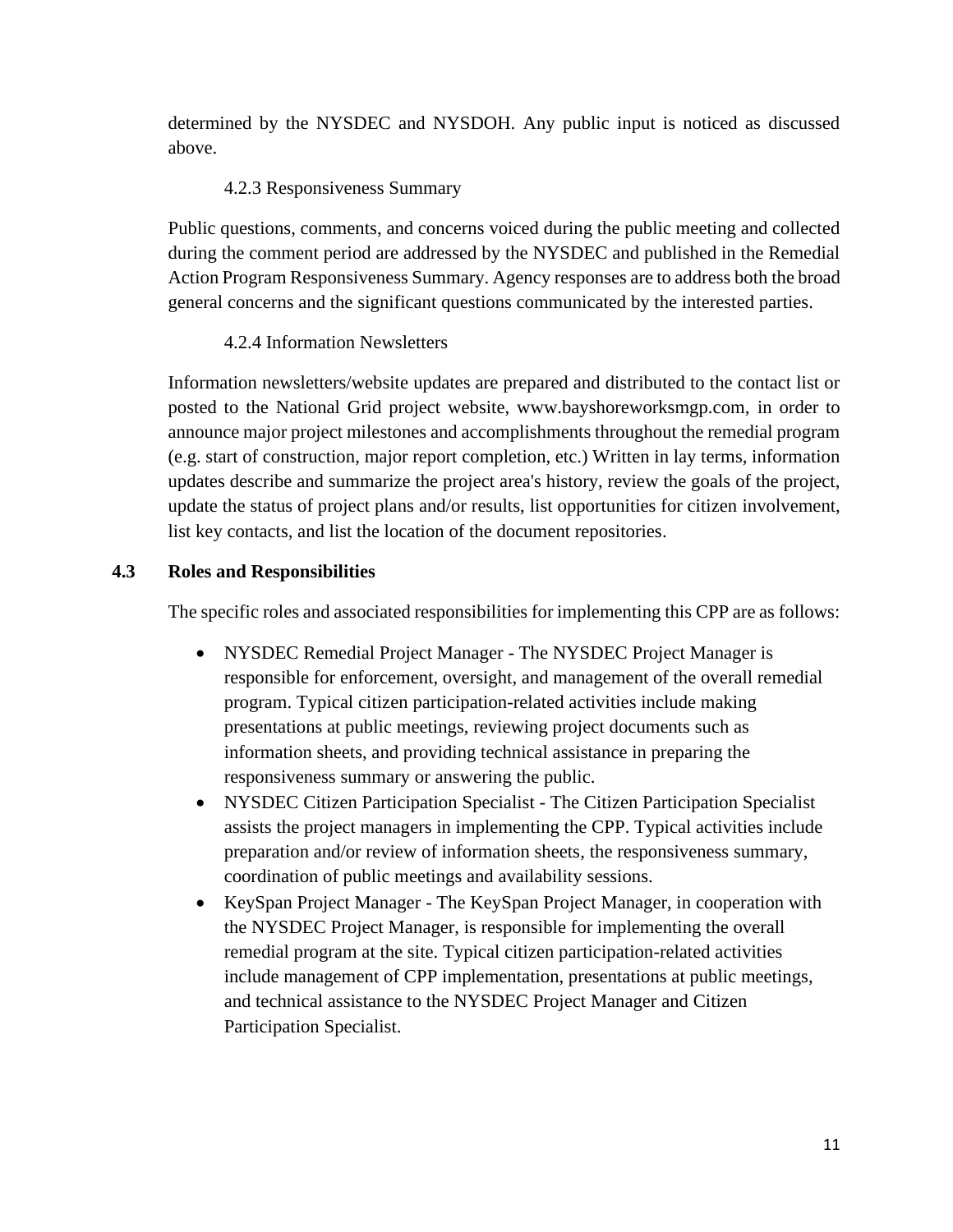determined by the NYSDEC and NYSDOH. Any public input is noticed as discussed above.

#### 4.2.3 Responsiveness Summary

Public questions, comments, and concerns voiced during the public meeting and collected during the comment period are addressed by the NYSDEC and published in the Remedial Action Program Responsiveness Summary. Agency responses are to address both the broad general concerns and the significant questions communicated by the interested parties.

#### 4.2.4 Information Newsletters

Information newsletters/website updates are prepared and distributed to the contact list or posted to the National Grid project website, www.bayshoreworksmgp.com, in order to announce major project milestones and accomplishments throughout the remedial program (e.g. start of construction, major report completion, etc.) Written in lay terms, information updates describe and summarize the project area's history, review the goals of the project, update the status of project plans and/or results, list opportunities for citizen involvement, list key contacts, and list the location of the document repositories.

### 4.3 Roles and Responsibilities

The specific roles and associated responsibilities for implementing this CPP are as follows:

- NYSDEC Remedial Project Manager - The NYSDEC Project Manager is responsible for enforcement, oversight, and management of the overall remedial program. Typical citizen participation-related activities include making presentations at public meetings, reviewing project documents such as information sheets, and providing technical assistance in preparing the responsiveness summary or answering the public.
- NYSDEC Citizen Participation Specialist - The Citizen Participation Specialist assists the project managers in implementing the CPP. Typical activities include preparation and/or review of information sheets, the responsiveness summary, coordination of public meetings and availability sessions.
- KeySpan Project Manager - The KeySpan Project Manager, in cooperation with the NYSDEC Project Manager, is responsible for implementing the overall remedial program at the site. Typical citizen participation-related activities include management of CPP implementation, presentations at public meetings, and technical assistance to the NYSDEC Project Manager and Citizen Participation Specialist.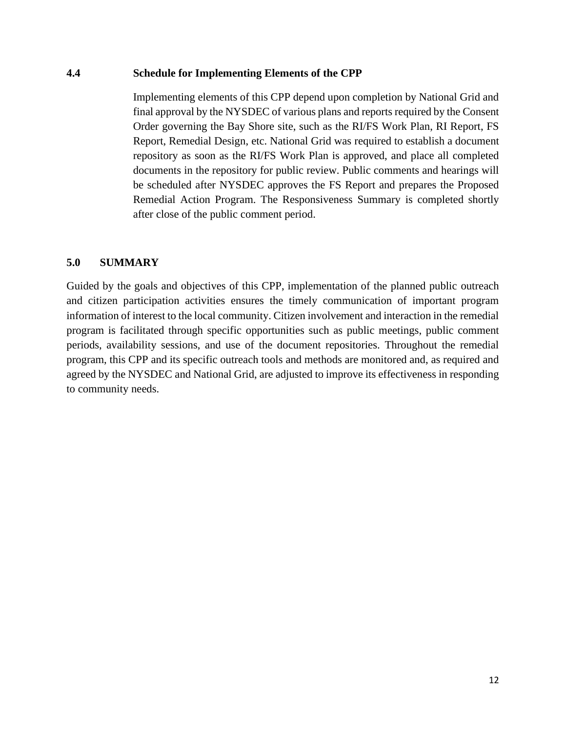### 4.4 Schedule for Implementing Elements of the CPP

Implementing elements of this CPP depend upon completion by National Grid and final approval by the NYSDEC of various plans and reports required by the Consent Order governing the Bay Shore site, such as the RI/FS Work Plan, RI Report, FS Report, Remedial Design, etc. National Grid was required to establish a document repository as soon as the RI/FS Work Plan is approved, and place all completed documents in the repository for public review. Public comments and hearings will be scheduled after NYSDEC approves the FS Report and prepares the Proposed Remedial Action Program. The Responsiveness Summary is completed shortly after close of the public comment period.

## 5.0 SUMMARY

Guided by the goals and objectives of this CPP, implementation of the planned public outreach and citizen participation activities ensures the timely communication of important program information of interest to the local community. Citizen involvement and interaction in the remedial program is facilitated through specific opportunities such as public meetings, public comment periods, availability sessions, and use of the document repositories. Throughout the remedial program, this CPP and its specific outreach tools and methods are monitored and, as required and agreed by the NYSDEC and National Grid, are adjusted to improve its effectiveness in responding to community needs.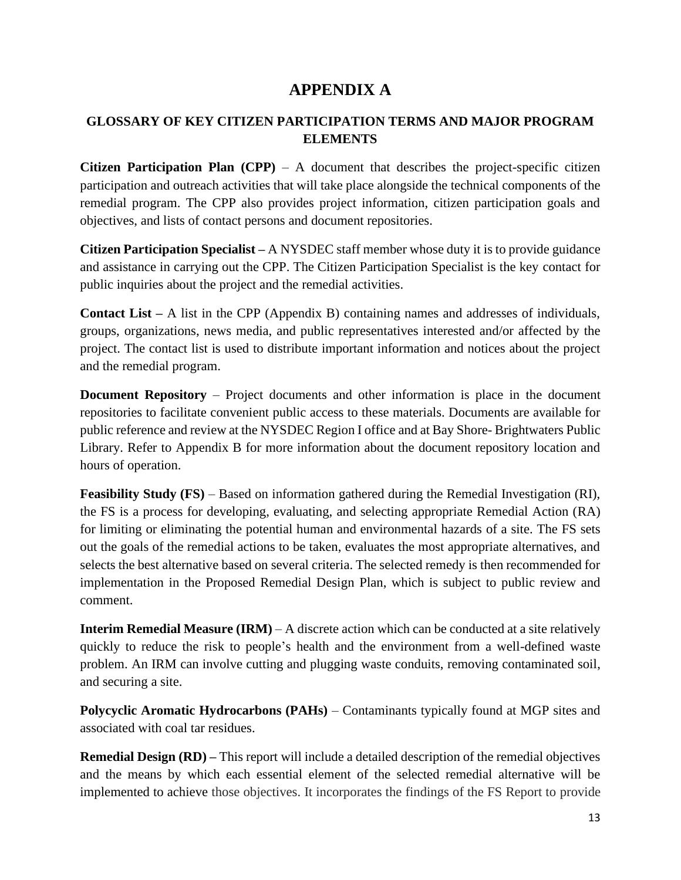# APPENDIX A

## GLOSSARY OF KEY CITIZEN PARTICIPATION TERMS AND MAJOR PROGRAM ELEMENTS

**Citizen Participation Plan (CPP)** – A document that describes the project-specific citizen participation and outreach activities that will take place alongside the technical components of the remedial program. The CPP also provides project information, citizen participation goals and objectives, and lists of contact persons and document repositories.

**Citizen Participation Specialist –** A NYSDEC staff member whose duty it is to provide guidance and assistance in carrying out the CPP. The Citizen Participation Specialist is the key contact for public inquiries about the project and the remedial activities.

**Contact List –** A list in the CPP (Appendix B) containing names and addresses of individuals, groups, organizations, news media, and public representatives interested and/or affected by the project. The contact list is used to distribute important information and notices about the project and the remedial program.

**Document Repository** – Project documents and other information is place in the document repositories to facilitate convenient public access to these materials. Documents are available for public reference and review at the NYSDEC Region I office and at Bay Shore- Brightwaters Public Library. Refer to Appendix B for more information about the document repository location and hours of operation.

**Feasibility Study (FS)** – Based on information gathered during the Remedial Investigation (RI), the FS is a process for developing, evaluating, and selecting appropriate Remedial Action (RA) for limiting or eliminating the potential human and environmental hazards of a site. The FS sets out the goals of the remedial actions to be taken, evaluates the most appropriate alternatives, and selects the best alternative based on several criteria. The selected remedy is then recommended for implementation in the Proposed Remedial Design Plan, which is subject to public review and comment.

**Interim Remedial Measure (IRM)** – A discrete action which can be conducted at a site relatively quickly to reduce the risk to people's health and the environment from a well-defined waste problem. An IRM can involve cutting and plugging waste conduits, removing contaminated soil, and securing a site.

**Polycyclic Aromatic Hydrocarbons (PAHs)** – Contaminants typically found at MGP sites and associated with coal tar residues.

**Remedial Design (RD) –** This report will include a detailed description of the remedial objectives and the means by which each essential element of the selected remedial alternative will be implemented to achieve those objectives. It incorporates the findings of the FS Report to provide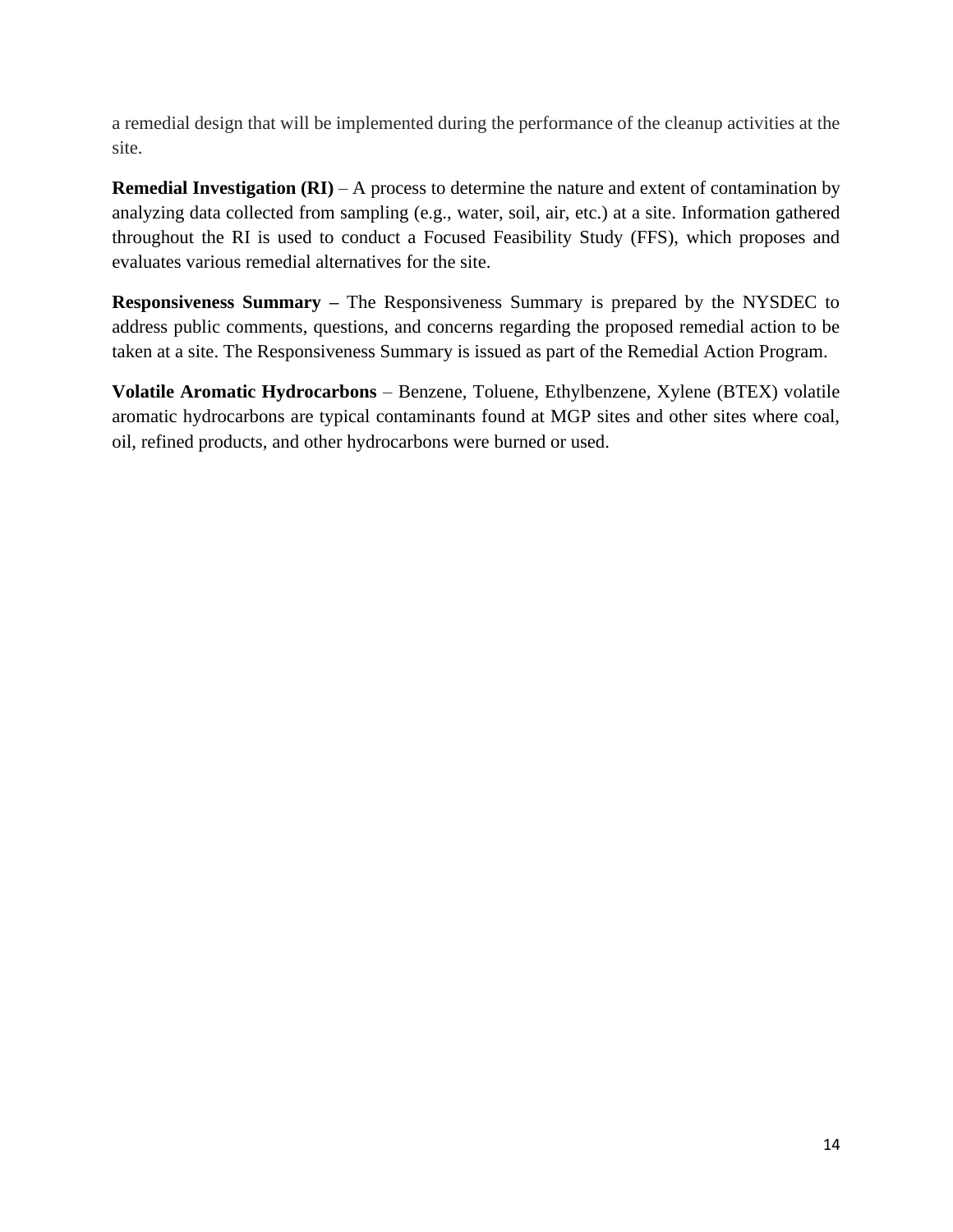a remedial design that will be implemented during the performance of the cleanup activities at the site.

**Remedial Investigation (RI)** – A process to determine the nature and extent of contamination by analyzing data collected from sampling (e.g., water, soil, air, etc.) at a site. Information gathered throughout the RI is used to conduct a Focused Feasibility Study (FFS), which proposes and evaluates various remedial alternatives for the site.

**Responsiveness Summary –** The Responsiveness Summary is prepared by the NYSDEC to address public comments, questions, and concerns regarding the proposed remedial action to be taken at a site. The Responsiveness Summary is issued as part of the Remedial Action Program.

**Volatile Aromatic Hydrocarbons** – Benzene, Toluene, Ethylbenzene, Xylene (BTEX) volatile aromatic hydrocarbons are typical contaminants found at MGP sites and other sites where coal, oil, refined products, and other hydrocarbons were burned or used.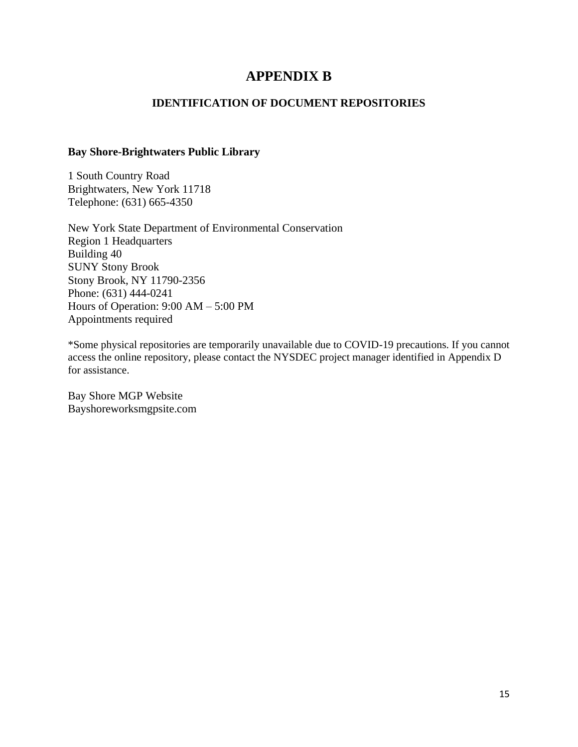# APPENDIX B

## IDENTIFICATION OF DOCUMENT REPOSITORIES

**Bay Shore-Brightwaters Public Library**

1 South Country Road
Brightwaters, New York 11718
Telephone: (631) 665-4350

New York State Department of Environmental Conservation
Region 1 Headquarters
Building 40
SUNY Stony Brook
Stony Brook, NY 11790-2356
Phone: (631) 444-0241
Hours of Operation: 9:00 AM – 5:00 PM
Appointments required

*Some physical repositories are temporarily unavailable due to COVID-19 precautions. If you cannot access the online repository, please contact the NYSDEC project manager identified in Appendix D for assistance.

Bay Shore MGP Website
Bayshoreworksmgpsite.com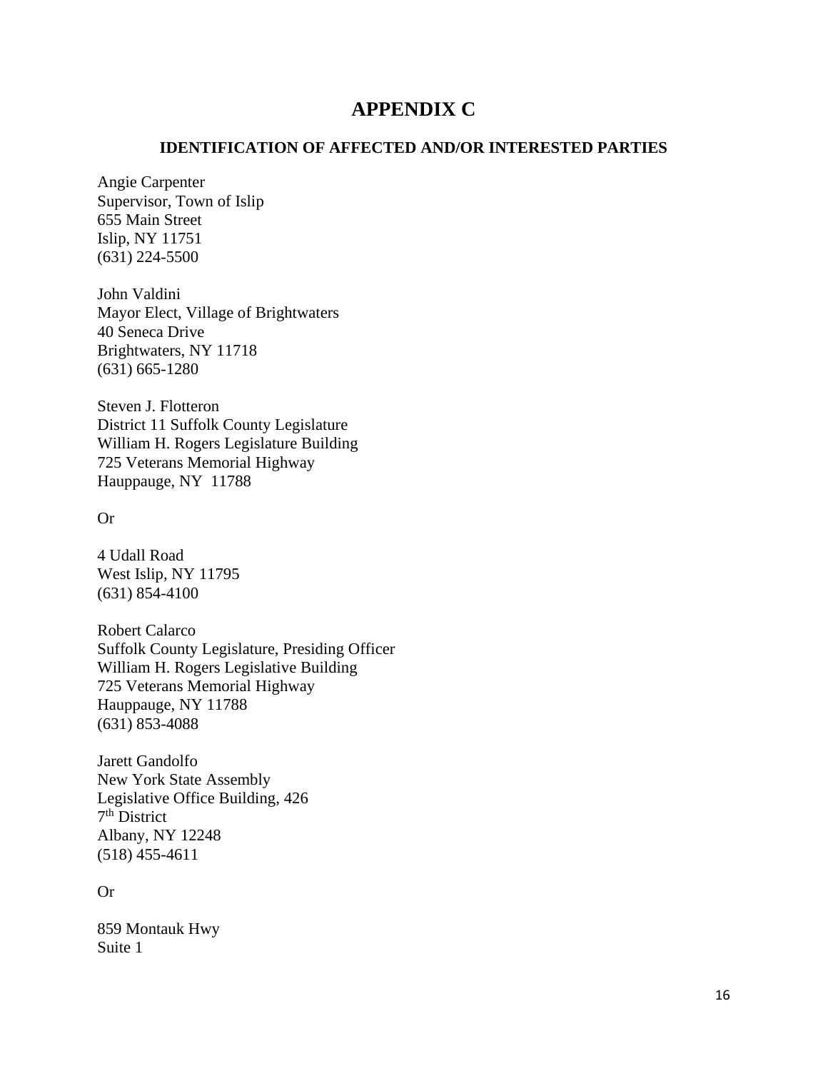# APPENDIX C

## IDENTIFICATION OF AFFECTED AND/OR INTERESTED PARTIES

Angie Carpenter
Supervisor, Town of Islip
655 Main Street
Islip, NY 11751
(631) 224-5500

John Valdini
Mayor Elect, Village of Brightwaters
40 Seneca Drive
Brightwaters, NY 11718
(631) 665-1280

Steven J. Flotteron
District 11 Suffolk County Legislature
William H. Rogers Legislature Building
725 Veterans Memorial Highway
Hauppauge, NY 11788

Or

4 Udall Road
West Islip, NY 11795
(631) 854-4100

Robert Calarco
Suffolk County Legislature, Presiding Officer
William H. Rogers Legislative Building
725 Veterans Memorial Highway
Hauppauge, NY 11788
(631) 853-4088

Jarett Gandolfo
New York State Assembly
Legislative Office Building, 426
7th District
Albany, NY 12248
(518) 455-4611

Or

859 Montauk Hwy
Suite 1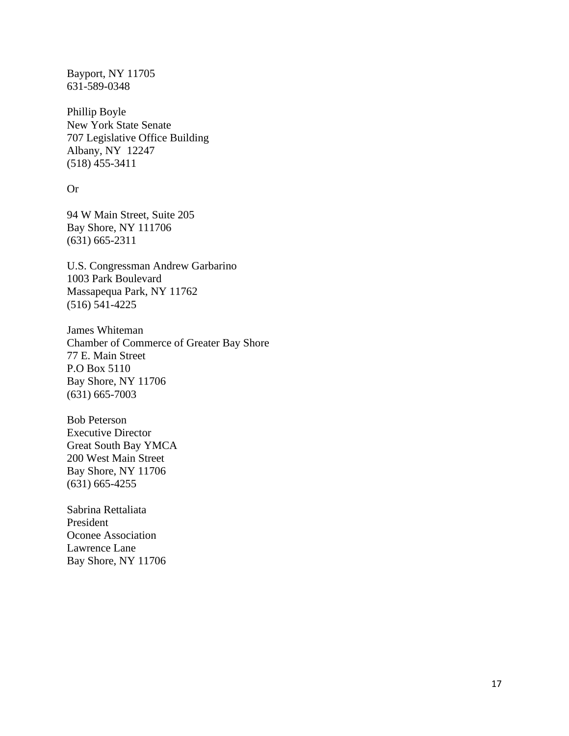Bayport, NY 11705
631-589-0348

Phillip Boyle
New York State Senate
707 Legislative Office Building
Albany, NY 12247
(518) 455-3411

Or

94 W Main Street, Suite 205
Bay Shore, NY 111706
(631) 665-2311

U.S. Congressman Andrew Garbarino
1003 Park Boulevard
Massapequa Park, NY 11762
(516) 541-4225

James Whiteman
Chamber of Commerce of Greater Bay Shore
77 E. Main Street
P.O Box 5110
Bay Shore, NY 11706
(631) 665-7003

Bob Peterson
Executive Director
Great South Bay YMCA
200 West Main Street
Bay Shore, NY 11706
(631) 665-4255

Sabrina Rettaliata
President
Oconee Association
Lawrence Lane
Bay Shore, NY 11706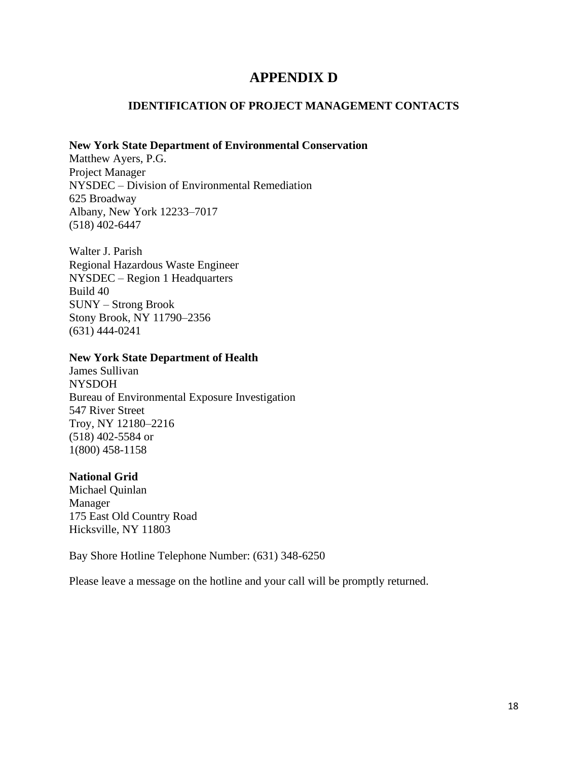# APPENDIX D

## IDENTIFICATION OF PROJECT MANAGEMENT CONTACTS

**New York State Department of Environmental Conservation**
Matthew Ayers, P.G.
Project Manager
NYSDEC – Division of Environmental Remediation
625 Broadway
Albany, New York 12233–7017
(518) 402-6447

Walter J. Parish
Regional Hazardous Waste Engineer
NYSDEC – Region 1 Headquarters
Build 40
SUNY – Strong Brook
Stony Brook, NY 11790–2356
(631) 444-0241

**New York State Department of Health**
James Sullivan
NYSDOH
Bureau of Environmental Exposure Investigation
547 River Street
Troy, NY 12180–2216
(518) 402-5584 or
1(800) 458-1158

**National Grid**
Michael Quinlan
Manager
175 East Old Country Road
Hicksville, NY 11803

Bay Shore Hotline Telephone Number: (631) 348-6250

Please leave a message on the hotline and your call will be promptly returned.